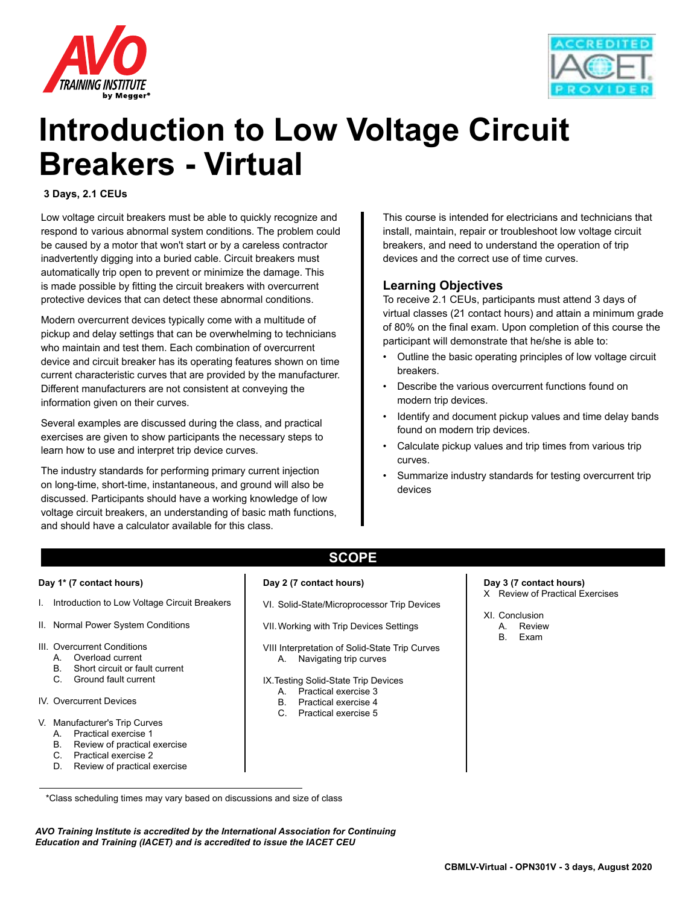# Introduction to Low Voltage Circuit Breakers - Virtual

**3 Days, 2.1 CEUs**

Low voltage circuit breakers must be able to quickly recognize and respond to various abnormal system conditions. The problem could be caused by a motor that won't start or by a careless contractor inadvertently digging into a buried cable. Circuit breakers must automatically trip open to prevent or minimize the damage. This is made possible by fitting the circuit breakers with overcurrent protective devices that can detect these abnormal conditions.

Modern overcurrent devices typically come with a multitude of pickup and delay settings that can be overwhelming to technicians who maintain and test them. Each combination of overcurrent device and circuit breaker has its operating features shown on time current characteristic curves that are provided by the manufacturer. Different manufacturers are not consistent at conveying the information given on their curves.

Several examples are discussed during the class, and practical exercises are given to show participants the necessary steps to learn how to use and interpret trip device curves.

The industry standards for performing primary current injection on long-time, short-time, instantaneous, and ground will also be discussed. Participants should have a working knowledge of low voltage circuit breakers, an understanding of basic math functions, and should have a calculator available for this class.

This course is intended for electricians and technicians that install, maintain, repair or troubleshoot low voltage circuit breakers, and need to understand the operation of trip devices and the correct use of time curves.

## Learning Objectives

To receive 2.1 CEUs, participants must attend 3 days of virtual classes (21 contact hours) and attain a minimum grade of 80% on the final exam. Upon completion of this course the participant will demonstrate that he/she is able to:

- Outline the basic operating principles of low voltage circuit breakers.
- Describe the various overcurrent functions found on modern trip devices.
- Identify and document pickup values and time delay bands found on modern trip devices.
- Calculate pickup values and trip times from various trip curves.
- Summarize industry standards for testing overcurrent trip devices

## SCOPE

**Day 1\* (7 contact hours)**

I. Introduction to Low Voltage Circuit Breakers

II. Normal Power System Conditions

III. Overcurrent Conditions
   - A. Overload current
   - B. Short circuit or fault current
   - C. Ground fault current

IV. Overcurrent Devices

V. Manufacturer's Trip Curves
   - A. Practical exercise 1
   - B. Review of practical exercise
   - C. Practical exercise 2
   - D. Review of practical exercise

**Day 2 (7 contact hours)**

VI. Solid-State/Microprocessor Trip Devices

VII. Working with Trip Devices Settings

VIII Interpretation of Solid-State Trip Curves
   - A. Navigating trip curves

IX. Testing Solid-State Trip Devices
   - A. Practical exercise 3
   - B. Practical exercise 4
   - C. Practical exercise 5

**Day 3 (7 contact hours)**

X Review of Practical Exercises

XI. Conclusion
   - A. Review
   - B. Exam

\*Class scheduling times may vary based on discussions and size of class

***AVO Training Institute is accredited by the International Association for Continuing Education and Training (IACET) and is accredited to issue the IACET CEU***

**CBMLV-Virtual - OPN301V - 3 days, August 2020**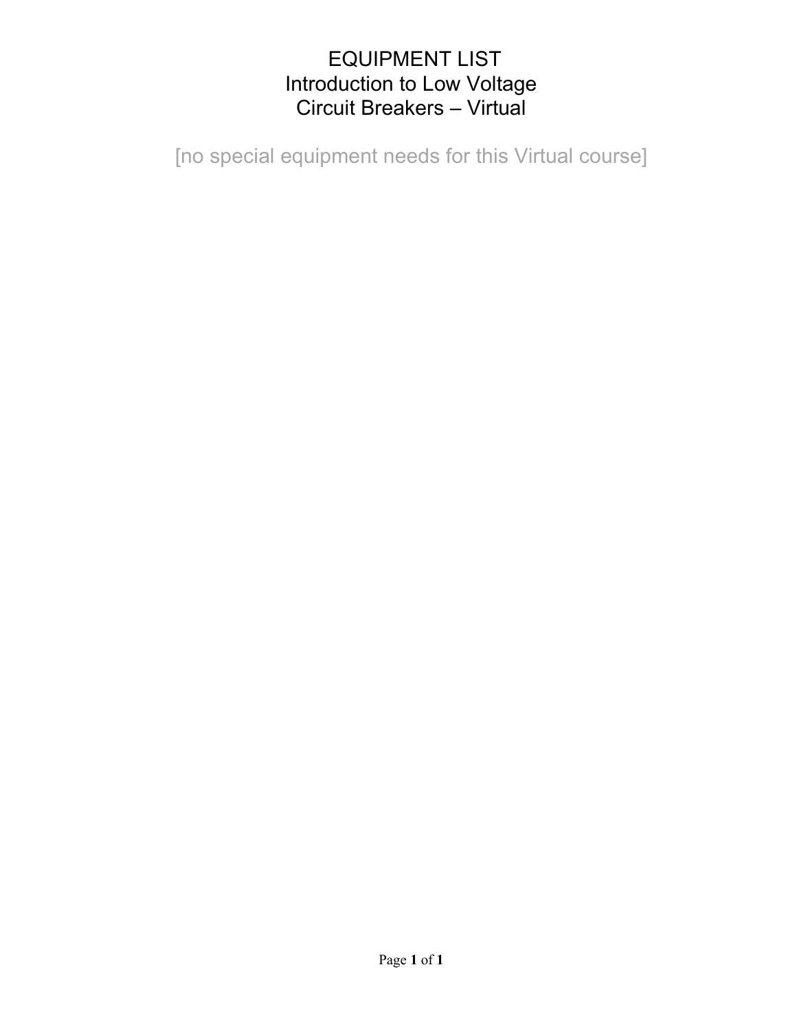# EQUIPMENT LIST
# Introduction to Low Voltage Circuit Breakers – Virtual

[no special equipment needs for this Virtual course]